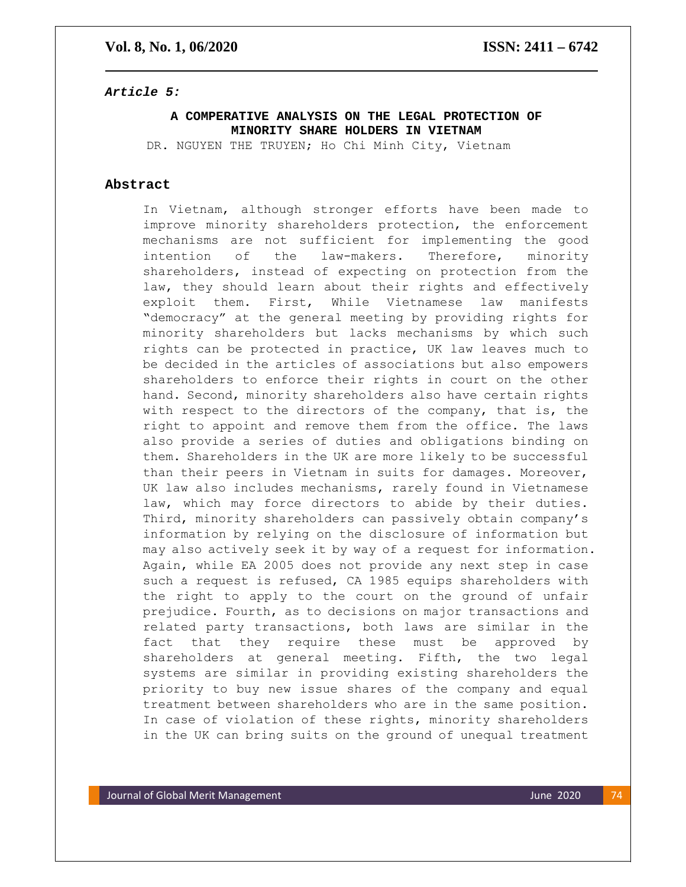*Article 5:*

# A COMPERATIVE ANALYSIS ON THE LEGAL PROTECTION OF MINORITY SHARE HOLDERS IN VIETNAM

DR. NGUYEN THE TRUYEN; Ho Chi Minh City, Vietnam

## Abstract

In Vietnam, although stronger efforts have been made to improve minority shareholders protection, the enforcement mechanisms are not sufficient for implementing the good intention of the law-makers. Therefore, minority shareholders, instead of expecting on protection from the law, they should learn about their rights and effectively exploit them. First, While Vietnamese law manifests "democracy" at the general meeting by providing rights for minority shareholders but lacks mechanisms by which such rights can be protected in practice, UK law leaves much to be decided in the articles of associations but also empowers shareholders to enforce their rights in court on the other hand. Second, minority shareholders also have certain rights with respect to the directors of the company, that is, the right to appoint and remove them from the office. The laws also provide a series of duties and obligations binding on them. Shareholders in the UK are more likely to be successful than their peers in Vietnam in suits for damages. Moreover, UK law also includes mechanisms, rarely found in Vietnamese law, which may force directors to abide by their duties. Third, minority shareholders can passively obtain company's information by relying on the disclosure of information but may also actively seek it by way of a request for information. Again, while EA 2005 does not provide any next step in case such a request is refused, CA 1985 equips shareholders with the right to apply to the court on the ground of unfair prejudice. Fourth, as to decisions on major transactions and related party transactions, both laws are similar in the fact that they require these must be approved by shareholders at general meeting. Fifth, the two legal systems are similar in providing existing shareholders the priority to buy new issue shares of the company and equal treatment between shareholders who are in the same position. In case of violation of these rights, minority shareholders in the UK can bring suits on the ground of unequal treatment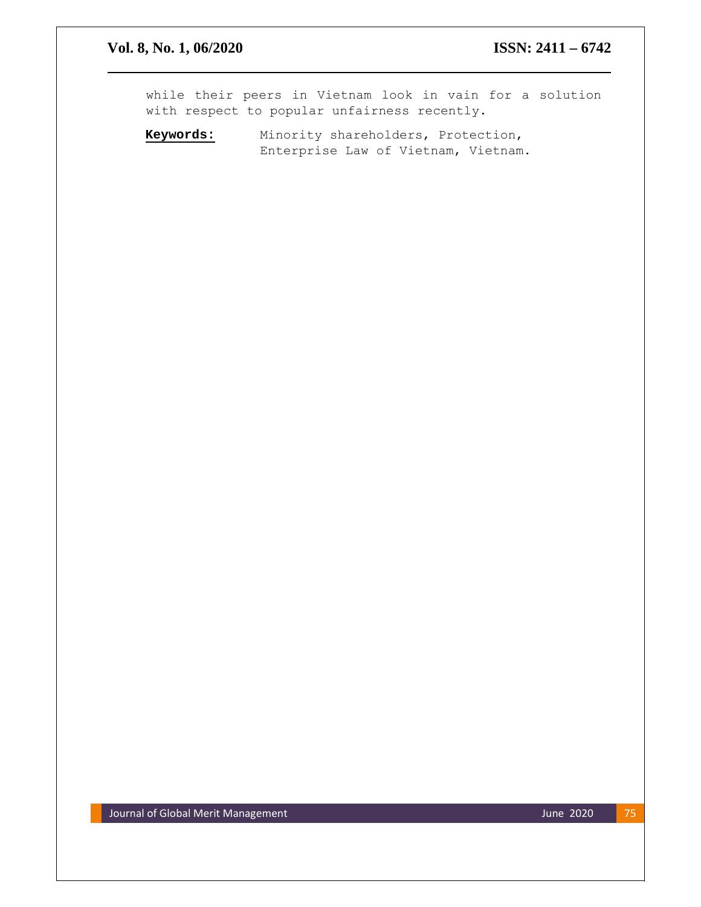while their peers in Vietnam look in vain for a solution with respect to popular unfairness recently.

**Keywords:** Minority shareholders, Protection, Enterprise Law of Vietnam, Vietnam.